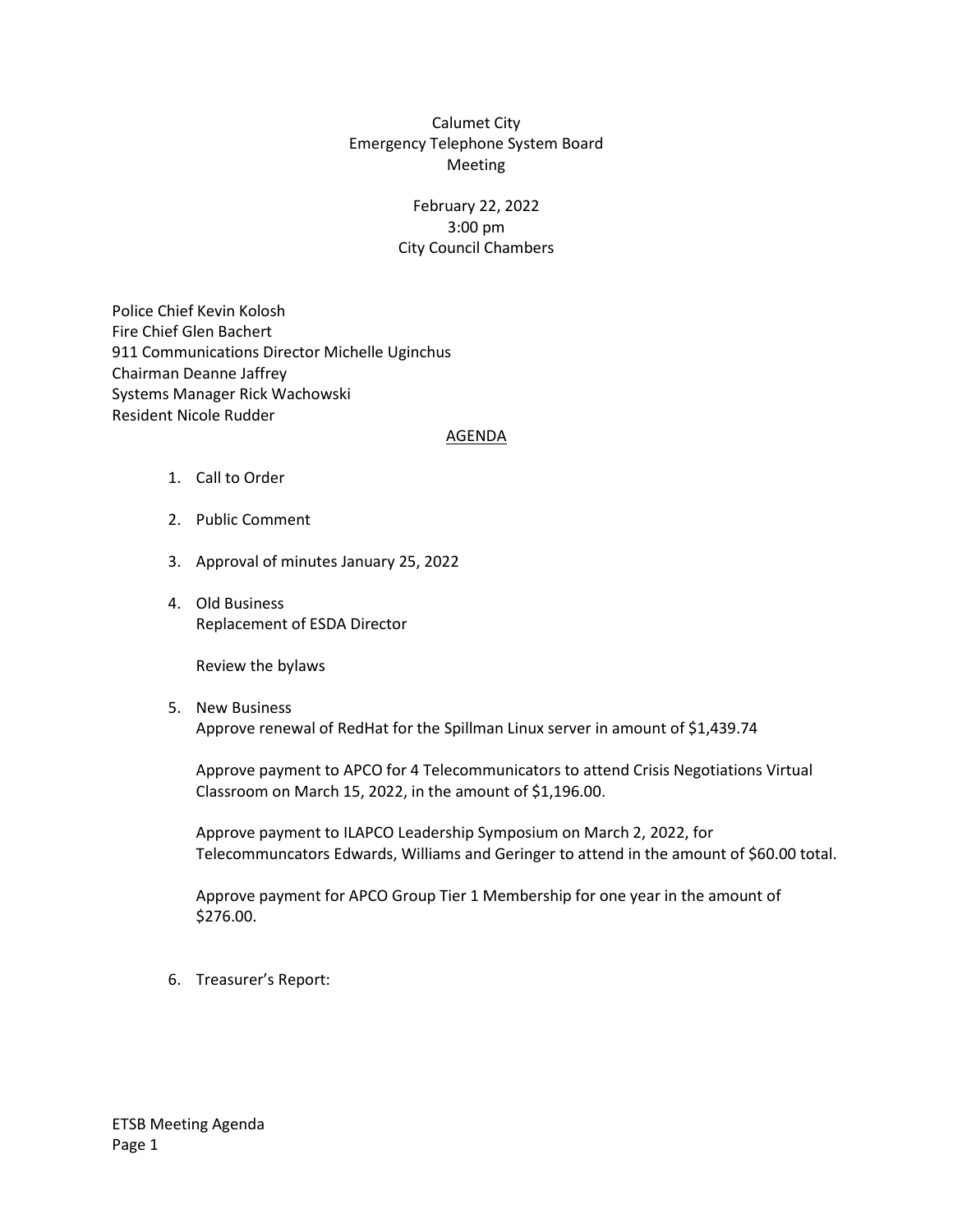# Calumet City
## Emergency Telephone System Board
## Meeting

February 22, 2022
3:00 pm
City Council Chambers

Police Chief Kevin Kolosh
Fire Chief Glen Bachert
911 Communications Director Michelle Uginchus
Chairman Deanne Jaffrey
Systems Manager Rick Wachowski
Resident Nicole Rudder

## AGENDA

1. Call to Order

2. Public Comment

3. Approval of minutes January 25, 2022

4. Old Business
   Replacement of ESDA Director

   Review the bylaws

5. New Business
   Approve renewal of RedHat for the Spillman Linux server in amount of $1,439.74

   Approve payment to APCO for 4 Telecommunicators to attend Crisis Negotiations Virtual Classroom on March 15, 2022, in the amount of $1,196.00.

   Approve payment to ILAPCO Leadership Symposium on March 2, 2022, for Telecommuncators Edwards, Williams and Geringer to attend in the amount of $60.00 total.

   Approve payment for APCO Group Tier 1 Membership for one year in the amount of $276.00.

6. Treasurer's Report: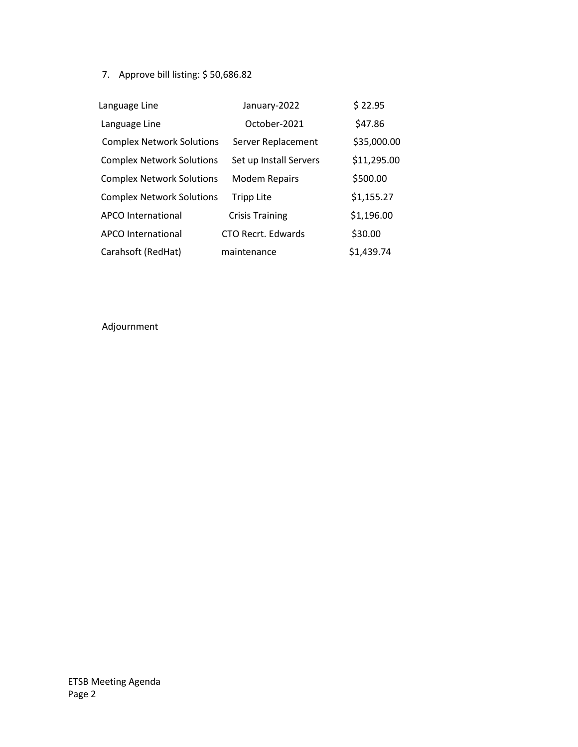7. Approve bill listing: $ 50,686.82

| | | |
|---|---|---|
| Language Line | January-2022 | $ 22.95 |
| Language Line | October-2021 | $47.86 |
| Complex Network Solutions | Server Replacement | $35,000.00 |
| Complex Network Solutions | Set up Install Servers | $11,295.00 |
| Complex Network Solutions | Modem Repairs | $500.00 |
| Complex Network Solutions | Tripp Lite | $1,155.27 |
| APCO International | Crisis Training | $1,196.00 |
| APCO International | CTO Recrt. Edwards | $30.00 |
| Carahsoft (RedHat) | maintenance | $1,439.74 |

Adjournment